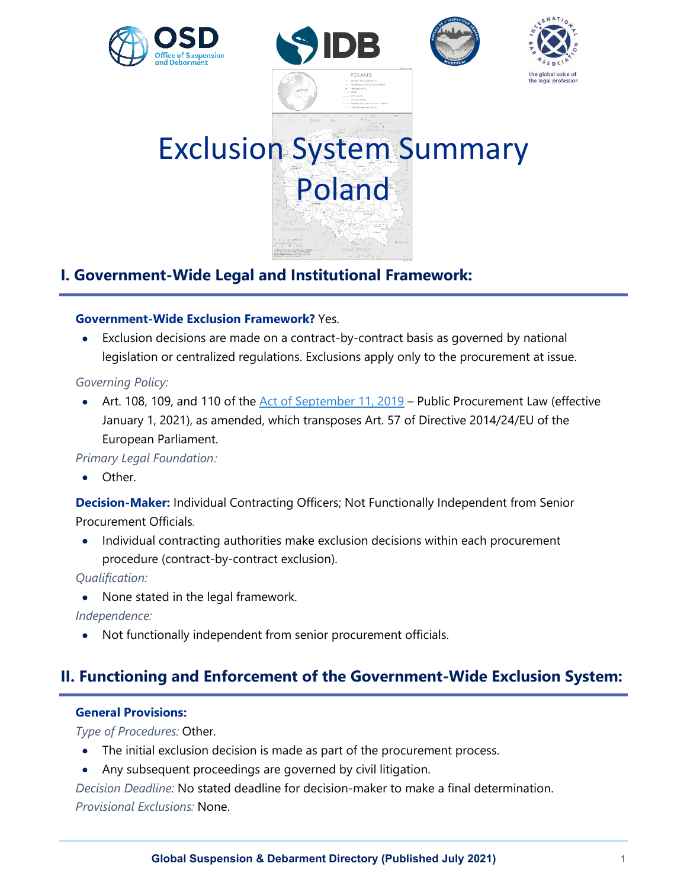# Exclusion System Summary
# Poland

## I. Government-Wide Legal and Institutional Framework:

**Government-Wide Exclusion Framework?** Yes.

- Exclusion decisions are made on a contract-by-contract basis as governed by national legislation or centralized regulations. Exclusions apply only to the procurement at issue.

*Governing Policy:*

- Art. 108, 109, and 110 of the [Act of September 11, 2019]() – Public Procurement Law (effective January 1, 2021), as amended, which transposes Art. 57 of Directive 2014/24/EU of the European Parliament.

*Primary Legal Foundation:*

- Other.

**Decision-Maker:** Individual Contracting Officers; Not Functionally Independent from Senior Procurement Officials.

- Individual contracting authorities make exclusion decisions within each procurement procedure (contract-by-contract exclusion).

*Qualification:*

- None stated in the legal framework.

*Independence:*

- Not functionally independent from senior procurement officials.

## II. Functioning and Enforcement of the Government-Wide Exclusion System:

**General Provisions:**

*Type of Procedures:* Other.

- The initial exclusion decision is made as part of the procurement process.
- Any subsequent proceedings are governed by civil litigation.

*Decision Deadline:* No stated deadline for decision-maker to make a final determination.

*Provisional Exclusions:* None.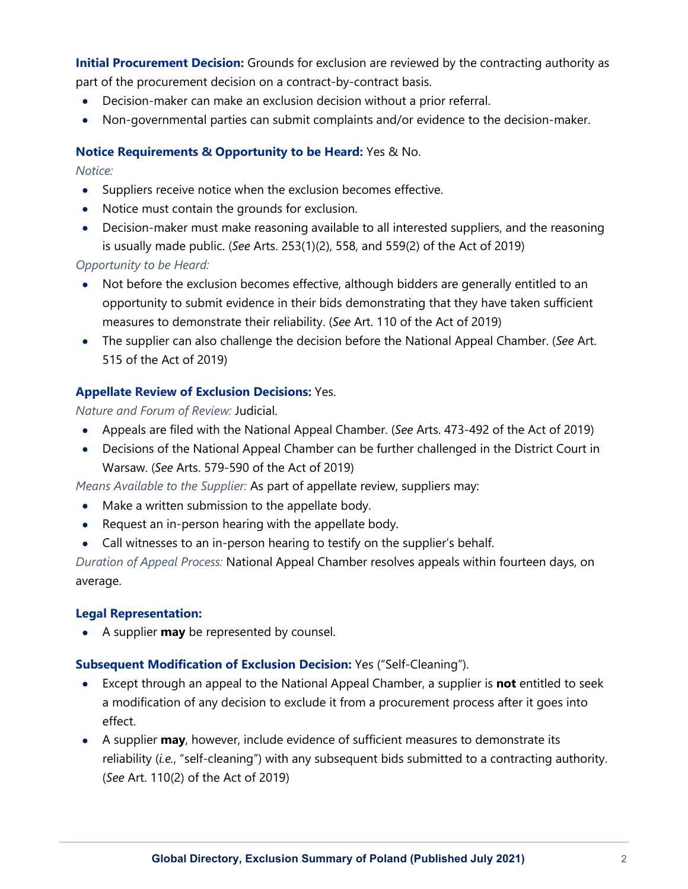**Initial Procurement Decision:** Grounds for exclusion are reviewed by the contracting authority as part of the procurement decision on a contract-by-contract basis.

- Decision-maker can make an exclusion decision without a prior referral.
- Non-governmental parties can submit complaints and/or evidence to the decision-maker.

**Notice Requirements & Opportunity to be Heard:** Yes & No.

*Notice:*

- Suppliers receive notice when the exclusion becomes effective.
- Notice must contain the grounds for exclusion.
- Decision-maker must make reasoning available to all interested suppliers, and the reasoning is usually made public. (*See* Arts. 253(1)(2), 558, and 559(2) of the Act of 2019)

*Opportunity to be Heard:*

- Not before the exclusion becomes effective, although bidders are generally entitled to an opportunity to submit evidence in their bids demonstrating that they have taken sufficient measures to demonstrate their reliability. (*See* Art. 110 of the Act of 2019)
- The supplier can also challenge the decision before the National Appeal Chamber. (*See* Art. 515 of the Act of 2019)

**Appellate Review of Exclusion Decisions:** Yes.

*Nature and Forum of Review:* Judicial.

- Appeals are filed with the National Appeal Chamber. (*See* Arts. 473-492 of the Act of 2019)
- Decisions of the National Appeal Chamber can be further challenged in the District Court in Warsaw. (*See* Arts. 579-590 of the Act of 2019)

*Means Available to the Supplier:* As part of appellate review, suppliers may:

- Make a written submission to the appellate body.
- Request an in-person hearing with the appellate body.
- Call witnesses to an in-person hearing to testify on the supplier's behalf.

*Duration of Appeal Process:* National Appeal Chamber resolves appeals within fourteen days, on average.

**Legal Representation:**

- A supplier **may** be represented by counsel.

**Subsequent Modification of Exclusion Decision:** Yes ("Self-Cleaning").

- Except through an appeal to the National Appeal Chamber, a supplier is **not** entitled to seek a modification of any decision to exclude it from a procurement process after it goes into effect.
- A supplier **may**, however, include evidence of sufficient measures to demonstrate its reliability (*i.e.*, "self-cleaning") with any subsequent bids submitted to a contracting authority. (*See* Art. 110(2) of the Act of 2019)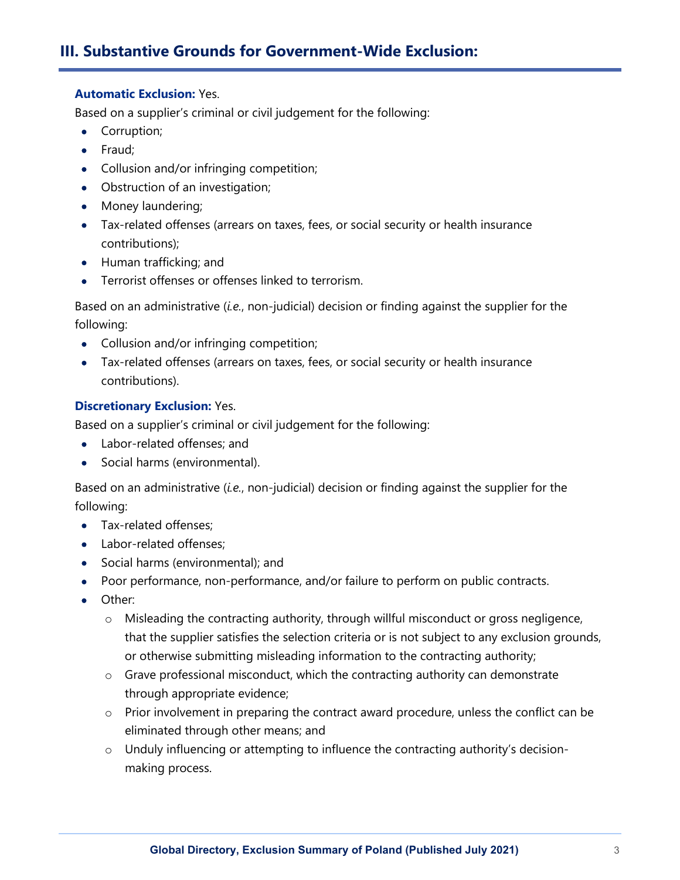## III. Substantive Grounds for Government-Wide Exclusion:

**Automatic Exclusion:** Yes.

Based on a supplier's criminal or civil judgement for the following:

- Corruption;
- Fraud;
- Collusion and/or infringing competition;
- Obstruction of an investigation;
- Money laundering;
- Tax-related offenses (arrears on taxes, fees, or social security or health insurance contributions);
- Human trafficking; and
- Terrorist offenses or offenses linked to terrorism.

Based on an administrative (*i.e.*, non-judicial) decision or finding against the supplier for the following:

- Collusion and/or infringing competition;
- Tax-related offenses (arrears on taxes, fees, or social security or health insurance contributions).

**Discretionary Exclusion:** Yes.

Based on a supplier's criminal or civil judgement for the following:

- Labor-related offenses; and
- Social harms (environmental).

Based on an administrative (*i.e.*, non-judicial) decision or finding against the supplier for the following:

- Tax-related offenses;
- Labor-related offenses;
- Social harms (environmental); and
- Poor performance, non-performance, and/or failure to perform on public contracts.
- Other:
  - Misleading the contracting authority, through willful misconduct or gross negligence, that the supplier satisfies the selection criteria or is not subject to any exclusion grounds, or otherwise submitting misleading information to the contracting authority;
  - Grave professional misconduct, which the contracting authority can demonstrate through appropriate evidence;
  - Prior involvement in preparing the contract award procedure, unless the conflict can be eliminated through other means; and
  - Unduly influencing or attempting to influence the contracting authority's decision-making process.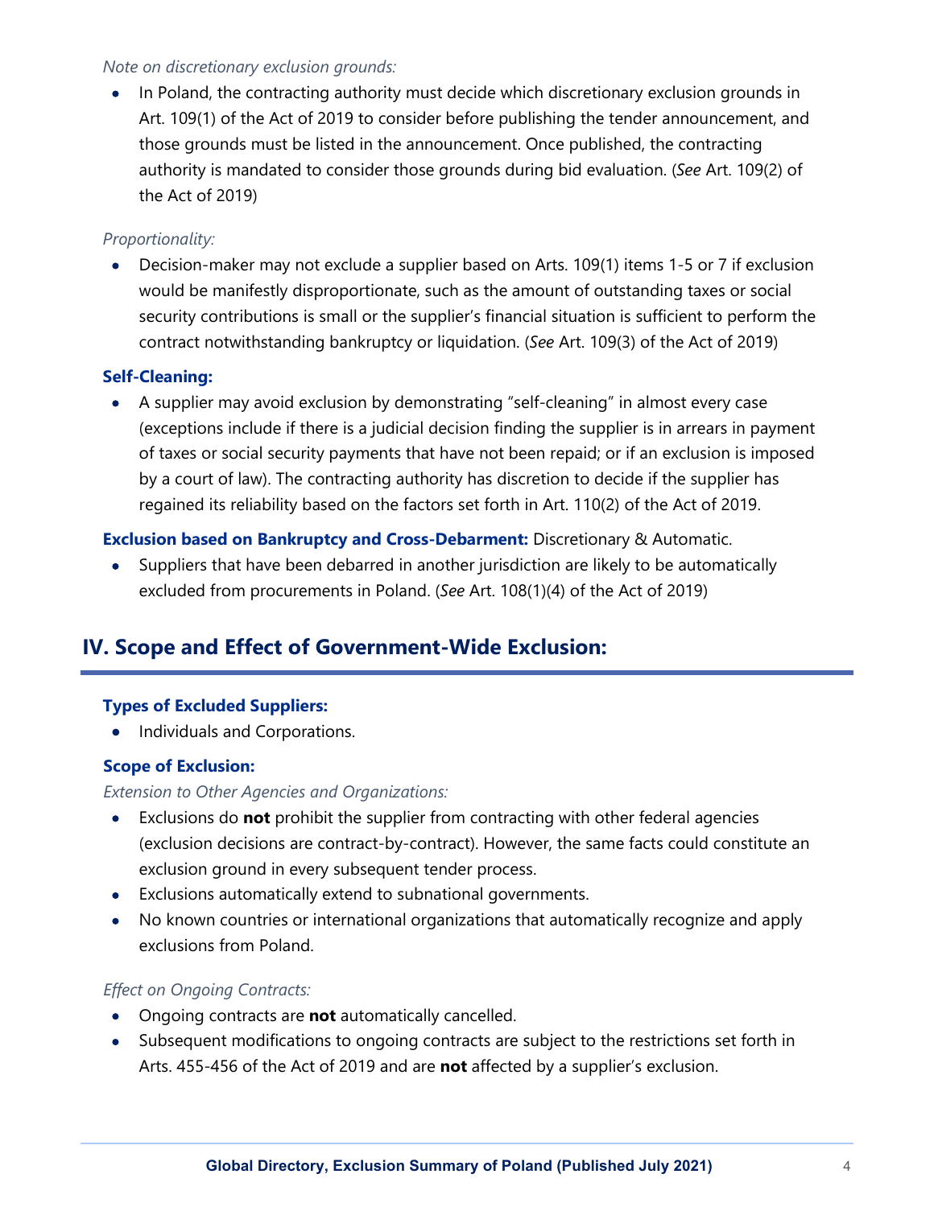*Note on discretionary exclusion grounds:*

- In Poland, the contracting authority must decide which discretionary exclusion grounds in Art. 109(1) of the Act of 2019 to consider before publishing the tender announcement, and those grounds must be listed in the announcement. Once published, the contracting authority is mandated to consider those grounds during bid evaluation. (*See* Art. 109(2) of the Act of 2019)

*Proportionality:*

- Decision-maker may not exclude a supplier based on Arts. 109(1) items 1-5 or 7 if exclusion would be manifestly disproportionate, such as the amount of outstanding taxes or social security contributions is small or the supplier's financial situation is sufficient to perform the contract notwithstanding bankruptcy or liquidation. (*See* Art. 109(3) of the Act of 2019)

**Self-Cleaning:**

- A supplier may avoid exclusion by demonstrating "self-cleaning" in almost every case (exceptions include if there is a judicial decision finding the supplier is in arrears in payment of taxes or social security payments that have not been repaid; or if an exclusion is imposed by a court of law). The contracting authority has discretion to decide if the supplier has regained its reliability based on the factors set forth in Art. 110(2) of the Act of 2019.

**Exclusion based on Bankruptcy and Cross-Debarment:** Discretionary & Automatic.

- Suppliers that have been debarred in another jurisdiction are likely to be automatically excluded from procurements in Poland. (*See* Art. 108(1)(4) of the Act of 2019)

## IV. Scope and Effect of Government-Wide Exclusion:

**Types of Excluded Suppliers:**

- Individuals and Corporations.

**Scope of Exclusion:**

*Extension to Other Agencies and Organizations:*

- Exclusions do **not** prohibit the supplier from contracting with other federal agencies (exclusion decisions are contract-by-contract). However, the same facts could constitute an exclusion ground in every subsequent tender process.
- Exclusions automatically extend to subnational governments.
- No known countries or international organizations that automatically recognize and apply exclusions from Poland.

*Effect on Ongoing Contracts:*

- Ongoing contracts are **not** automatically cancelled.
- Subsequent modifications to ongoing contracts are subject to the restrictions set forth in Arts. 455-456 of the Act of 2019 and are **not** affected by a supplier's exclusion.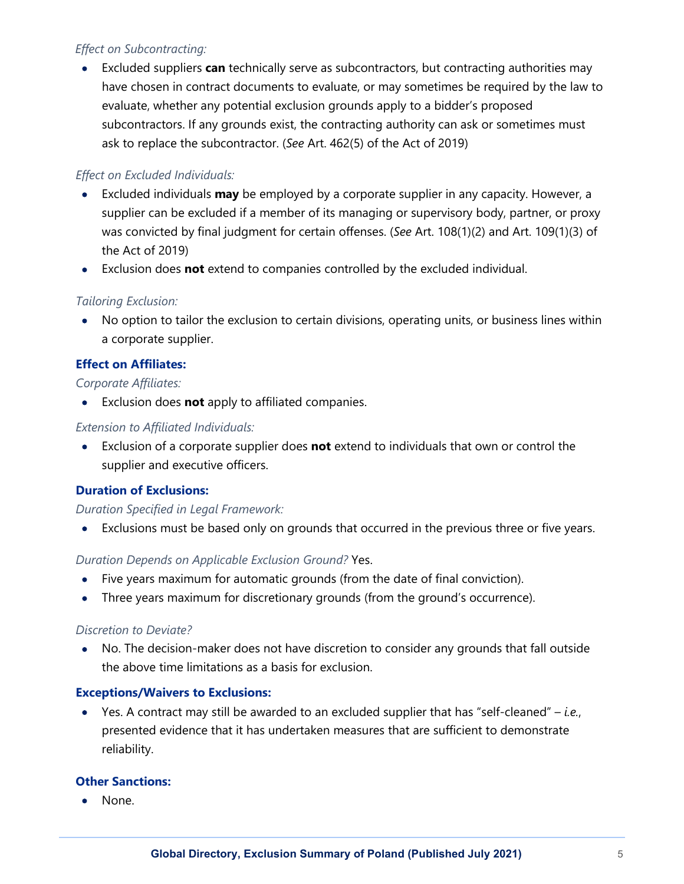*Effect on Subcontracting:*

- Excluded suppliers **can** technically serve as subcontractors, but contracting authorities may have chosen in contract documents to evaluate, or may sometimes be required by the law to evaluate, whether any potential exclusion grounds apply to a bidder's proposed subcontractors. If any grounds exist, the contracting authority can ask or sometimes must ask to replace the subcontractor. (*See* Art. 462(5) of the Act of 2019)

*Effect on Excluded Individuals:*

- Excluded individuals **may** be employed by a corporate supplier in any capacity. However, a supplier can be excluded if a member of its managing or supervisory body, partner, or proxy was convicted by final judgment for certain offenses. (*See* Art. 108(1)(2) and Art. 109(1)(3) of the Act of 2019)
- Exclusion does **not** extend to companies controlled by the excluded individual.

*Tailoring Exclusion:*

- No option to tailor the exclusion to certain divisions, operating units, or business lines within a corporate supplier.

**Effect on Affiliates:**

*Corporate Affiliates:*

- Exclusion does **not** apply to affiliated companies.

*Extension to Affiliated Individuals:*

- Exclusion of a corporate supplier does **not** extend to individuals that own or control the supplier and executive officers.

**Duration of Exclusions:**

*Duration Specified in Legal Framework:*

- Exclusions must be based only on grounds that occurred in the previous three or five years.

*Duration Depends on Applicable Exclusion Ground?* Yes.

- Five years maximum for automatic grounds (from the date of final conviction).
- Three years maximum for discretionary grounds (from the ground's occurrence).

*Discretion to Deviate?*

- No. The decision-maker does not have discretion to consider any grounds that fall outside the above time limitations as a basis for exclusion.

**Exceptions/Waivers to Exclusions:**

- Yes. A contract may still be awarded to an excluded supplier that has "self-cleaned" – *i.e.*, presented evidence that it has undertaken measures that are sufficient to demonstrate reliability.

**Other Sanctions:**

- None.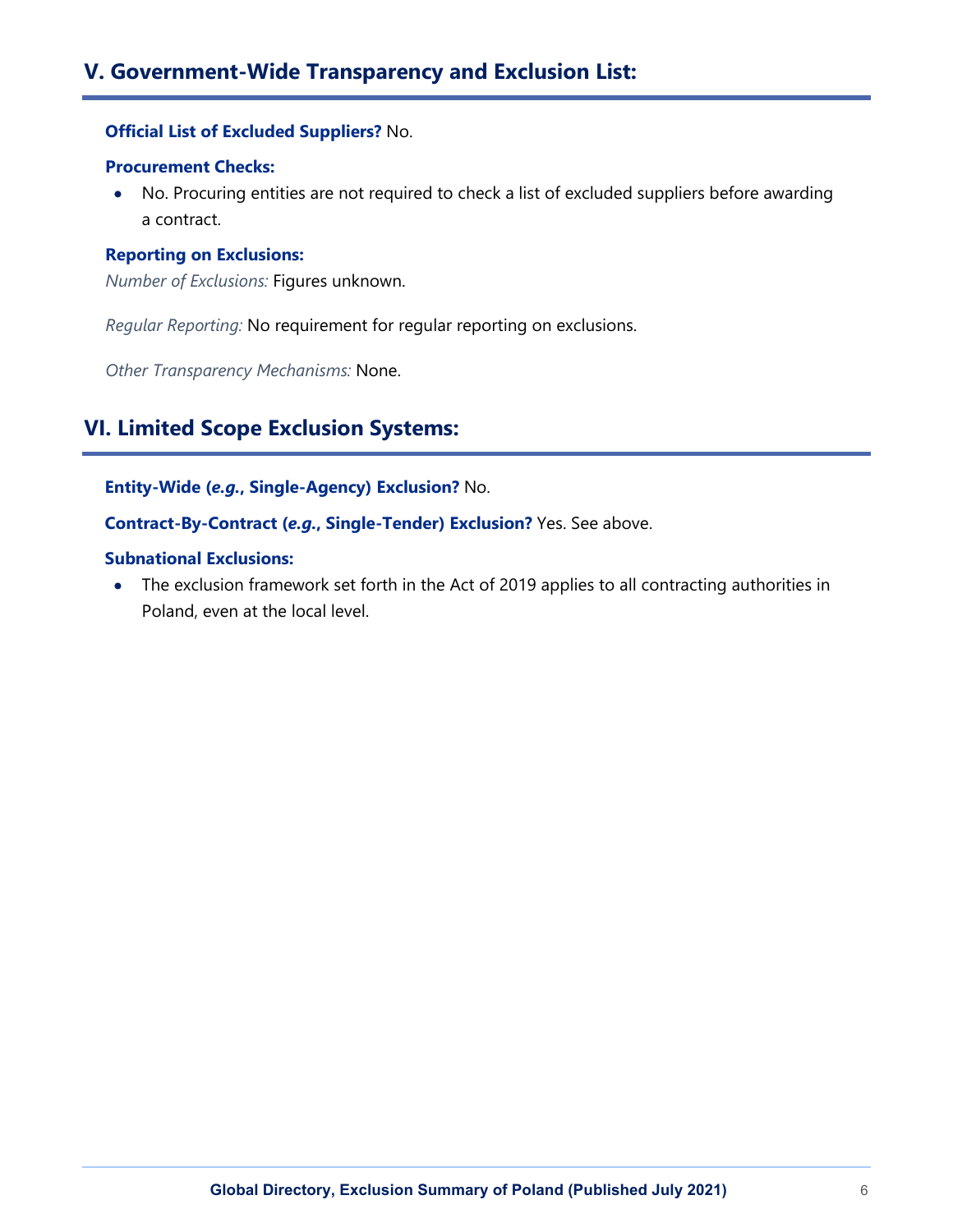## V. Government-Wide Transparency and Exclusion List:

**Official List of Excluded Suppliers?** No.

**Procurement Checks:**

- No. Procuring entities are not required to check a list of excluded suppliers before awarding a contract.

**Reporting on Exclusions:**

*Number of Exclusions:* Figures unknown.

*Regular Reporting:* No requirement for regular reporting on exclusions.

*Other Transparency Mechanisms:* None.

## VI. Limited Scope Exclusion Systems:

**Entity-Wide (*e.g.*, Single-Agency) Exclusion?** No.

**Contract-By-Contract (*e.g.*, Single-Tender) Exclusion?** Yes. See above.

**Subnational Exclusions:**

- The exclusion framework set forth in the Act of 2019 applies to all contracting authorities in Poland, even at the local level.